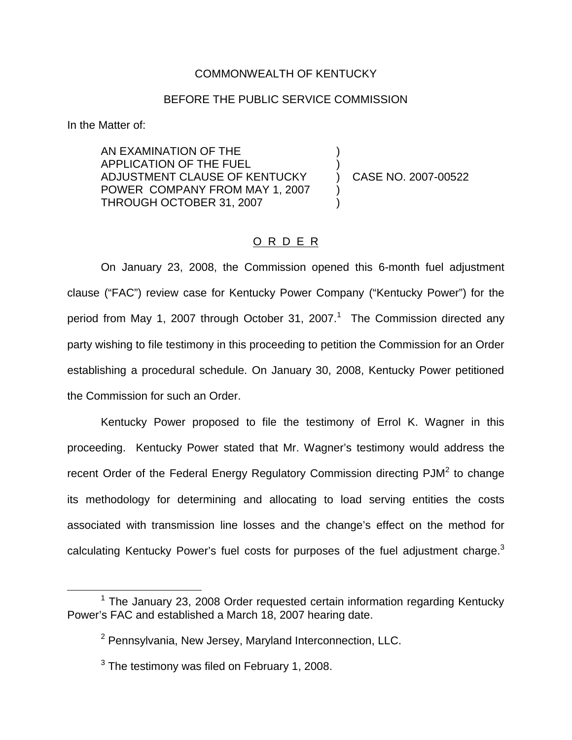COMMONWEALTH OF KENTUCKY

BEFORE THE PUBLIC SERVICE COMMISSION

In the Matter of:

| | | |
|---|---|---|
| AN EXAMINATION OF THE APPLICATION OF THE FUEL ADJUSTMENT CLAUSE OF KENTUCKY POWER COMPANY FROM MAY 1, 2007 THROUGH OCTOBER 31, 2007 | ) | CASE NO. 2007-00522 |

## O R D E R

On January 23, 2008, the Commission opened this 6-month fuel adjustment clause ("FAC") review case for Kentucky Power Company ("Kentucky Power") for the period from May 1, 2007 through October 31, 2007.[1] The Commission directed any party wishing to file testimony in this proceeding to petition the Commission for an Order establishing a procedural schedule. On January 30, 2008, Kentucky Power petitioned the Commission for such an Order.

Kentucky Power proposed to file the testimony of Errol K. Wagner in this proceeding. Kentucky Power stated that Mr. Wagner's testimony would address the recent Order of the Federal Energy Regulatory Commission directing PJM[2] to change its methodology for determining and allocating to load serving entities the costs associated with transmission line losses and the change's effect on the method for calculating Kentucky Power's fuel costs for purposes of the fuel adjustment charge.[3]

[1] The January 23, 2008 Order requested certain information regarding Kentucky Power's FAC and established a March 18, 2007 hearing date.

[2] Pennsylvania, New Jersey, Maryland Interconnection, LLC.

[3] The testimony was filed on February 1, 2008.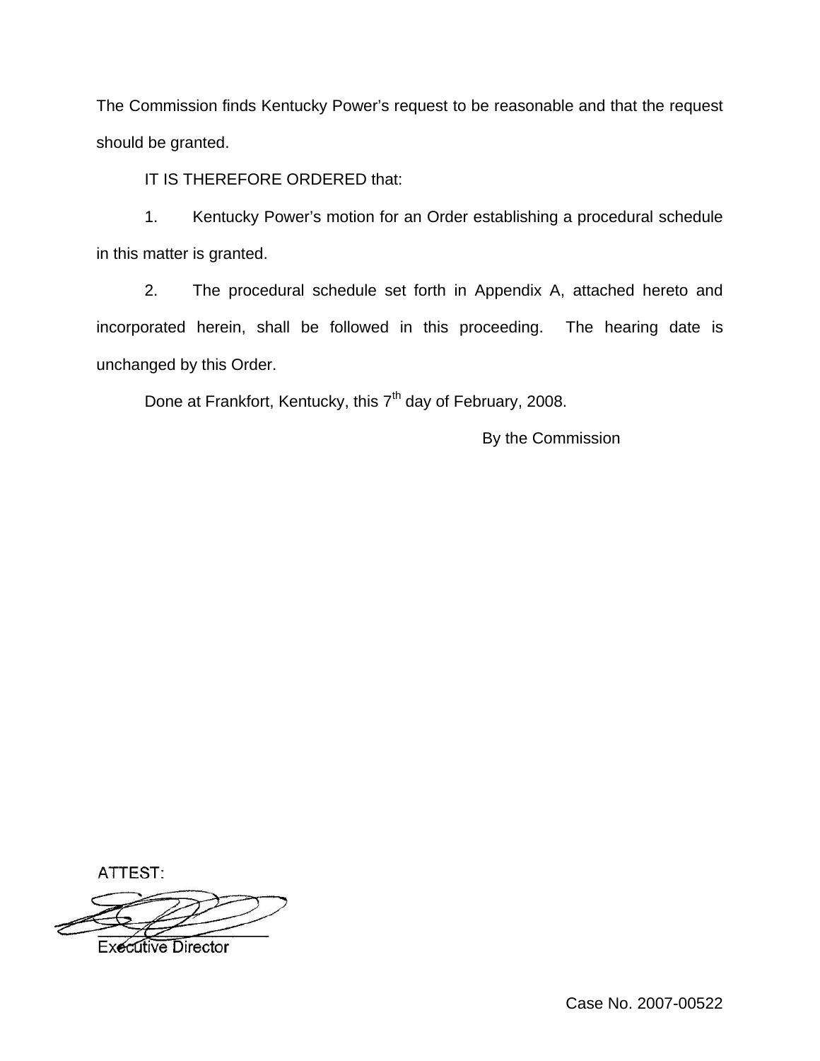The Commission finds Kentucky Power's request to be reasonable and that the request should be granted.

IT IS THEREFORE ORDERED that:

1. Kentucky Power's motion for an Order establishing a procedural schedule in this matter is granted.

2. The procedural schedule set forth in Appendix A, attached hereto and incorporated herein, shall be followed in this proceeding. The hearing date is unchanged by this Order.

Done at Frankfort, Kentucky, this 7th day of February, 2008.

By the Commission

ATTEST:

Executive Director

Case No. 2007-00522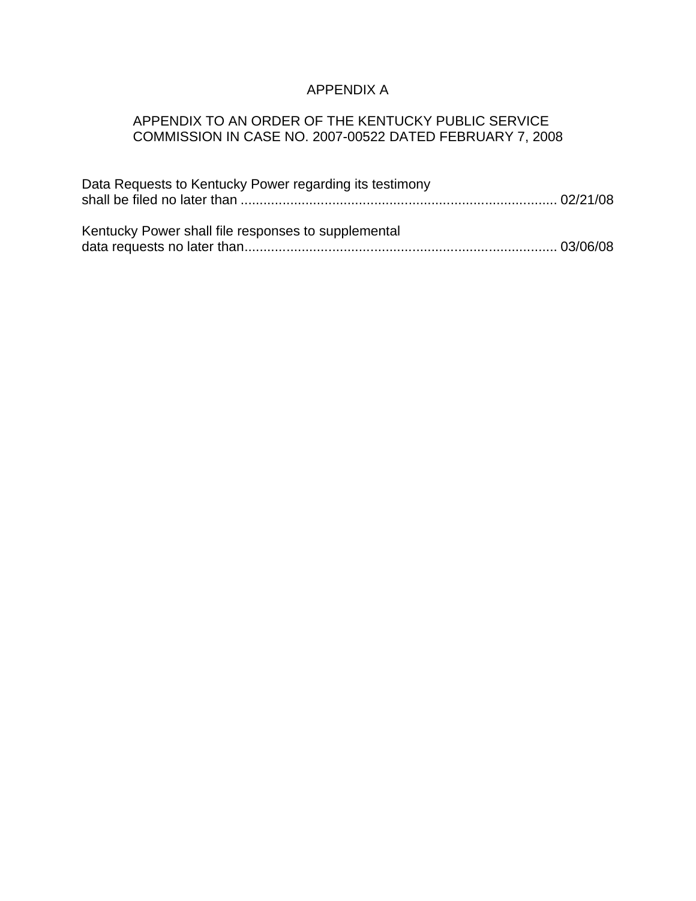APPENDIX A

APPENDIX TO AN ORDER OF THE KENTUCKY PUBLIC SERVICE COMMISSION IN CASE NO. 2007-00522 DATED FEBRUARY 7, 2008

Data Requests to Kentucky Power regarding its testimony shall be filed no later than ................................................................................... 02/21/08

Kentucky Power shall file responses to supplemental data requests no later than................................................................................. 03/06/08